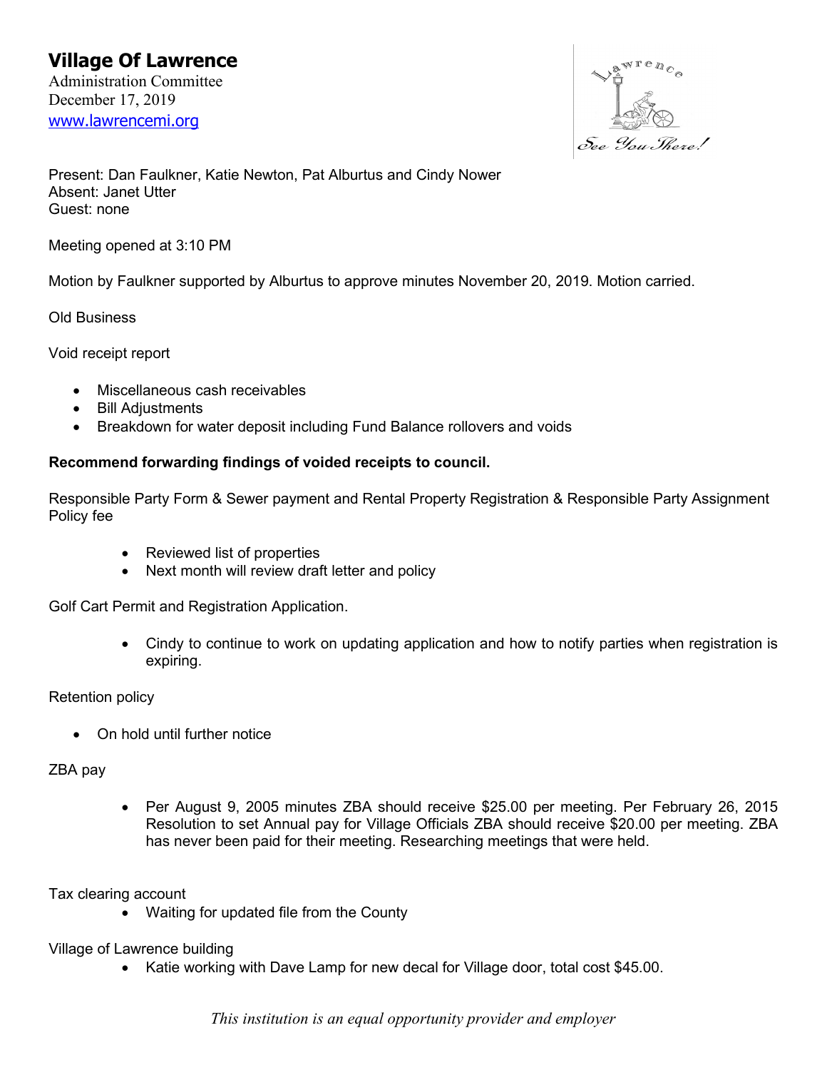# Village Of Lawrence

Administration Committee
December 17, 2019
www.lawrencemi.org

Present: Dan Faulkner, Katie Newton, Pat Alburtus and Cindy Nower
Absent: Janet Utter
Guest: none

Meeting opened at 3:10 PM

Motion by Faulkner supported by Alburtus to approve minutes November 20, 2019. Motion carried.

Old Business

Void receipt report

- Miscellaneous cash receivables
- Bill Adjustments
- Breakdown for water deposit including Fund Balance rollovers and voids

**Recommend forwarding findings of voided receipts to council.**

Responsible Party Form & Sewer payment and Rental Property Registration & Responsible Party Assignment Policy fee

- Reviewed list of properties
- Next month will review draft letter and policy

Golf Cart Permit and Registration Application.

- Cindy to continue to work on updating application and how to notify parties when registration is expiring.

Retention policy

- On hold until further notice

ZBA pay

- Per August 9, 2005 minutes ZBA should receive $25.00 per meeting. Per February 26, 2015 Resolution to set Annual pay for Village Officials ZBA should receive $20.00 per meeting. ZBA has never been paid for their meeting. Researching meetings that were held.

Tax clearing account

- Waiting for updated file from the County

Village of Lawrence building

- Katie working with Dave Lamp for new decal for Village door, total cost $45.00.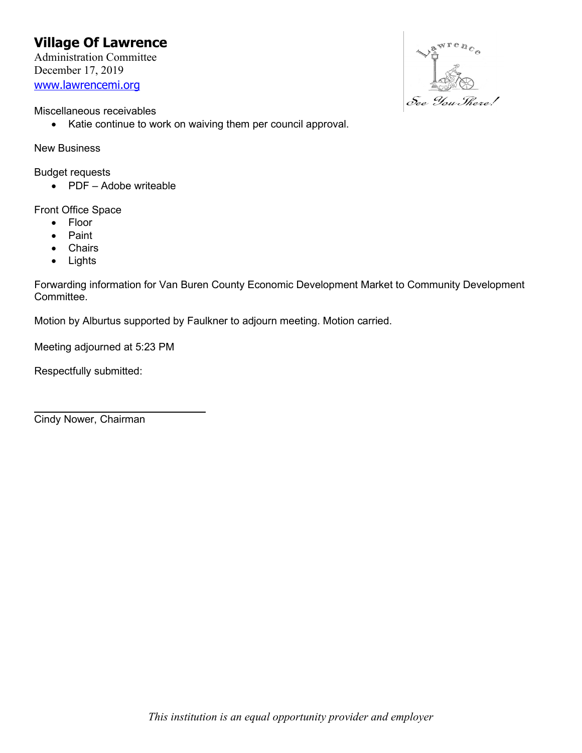# Village Of Lawrence

Administration Committee
December 17, 2019
www.lawrencemi.org

Miscellaneous receivables

- Katie continue to work on waiving them per council approval.

New Business

Budget requests

- PDF – Adobe writeable

Front Office Space

- Floor
- Paint
- Chairs
- Lights

Forwarding information for Van Buren County Economic Development Market to Community Development Committee.

Motion by Alburtus supported by Faulkner to adjourn meeting. Motion carried.

Meeting adjourned at 5:23 PM

Respectfully submitted:

\_\_\_\_\_\_\_\_\_\_\_\_\_\_\_\_\_\_\_\_\_\_\_\_\_\_\_\_

Cindy Nower, Chairman

*This institution is an equal opportunity provider and employer*